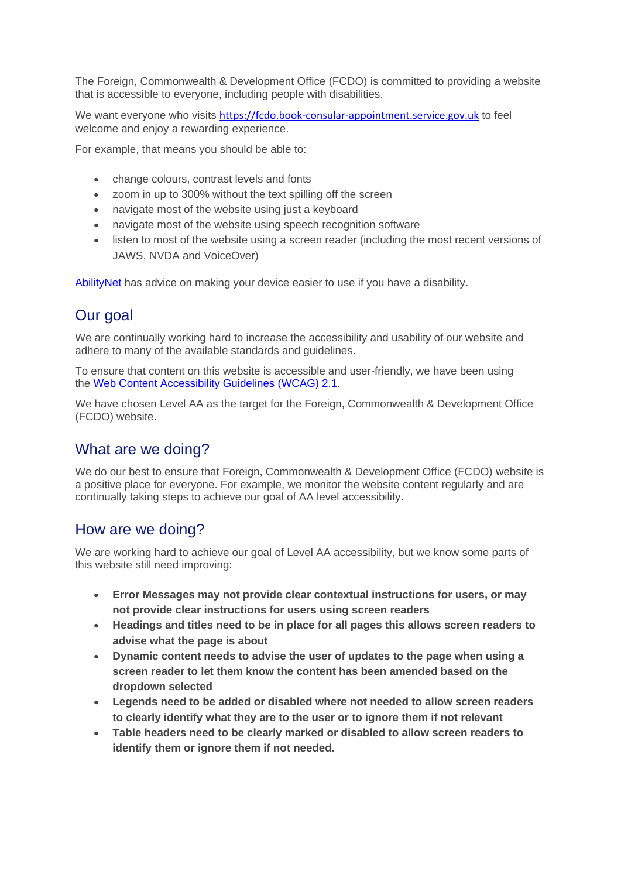The Foreign, Commonwealth & Development Office (FCDO) is committed to providing a website that is accessible to everyone, including people with disabilities.

We want everyone who visits https://fcdo.book-consular-appointment.service.gov.uk to feel welcome and enjoy a rewarding experience.

For example, that means you should be able to:

- change colours, contrast levels and fonts
- zoom in up to 300% without the text spilling off the screen
- navigate most of the website using just a keyboard
- navigate most of the website using speech recognition software
- listen to most of the website using a screen reader (including the most recent versions of JAWS, NVDA and VoiceOver)

AbilityNet has advice on making your device easier to use if you have a disability.

## Our goal

We are continually working hard to increase the accessibility and usability of our website and adhere to many of the available standards and guidelines.

To ensure that content on this website is accessible and user-friendly, we have been using the Web Content Accessibility Guidelines (WCAG) 2.1.

We have chosen Level AA as the target for the Foreign, Commonwealth & Development Office (FCDO) website.

## What are we doing?

We do our best to ensure that Foreign, Commonwealth & Development Office (FCDO) website is a positive place for everyone. For example, we monitor the website content regularly and are continually taking steps to achieve our goal of AA level accessibility.

## How are we doing?

We are working hard to achieve our goal of Level AA accessibility, but we know some parts of this website still need improving:

- **Error Messages may not provide clear contextual instructions for users, or may not provide clear instructions for users using screen readers**
- **Headings and titles need to be in place for all pages this allows screen readers to advise what the page is about**
- **Dynamic content needs to advise the user of updates to the page when using a screen reader to let them know the content has been amended based on the dropdown selected**
- **Legends need to be added or disabled where not needed to allow screen readers to clearly identify what they are to the user or to ignore them if not relevant**
- **Table headers need to be clearly marked or disabled to allow screen readers to identify them or ignore them if not needed.**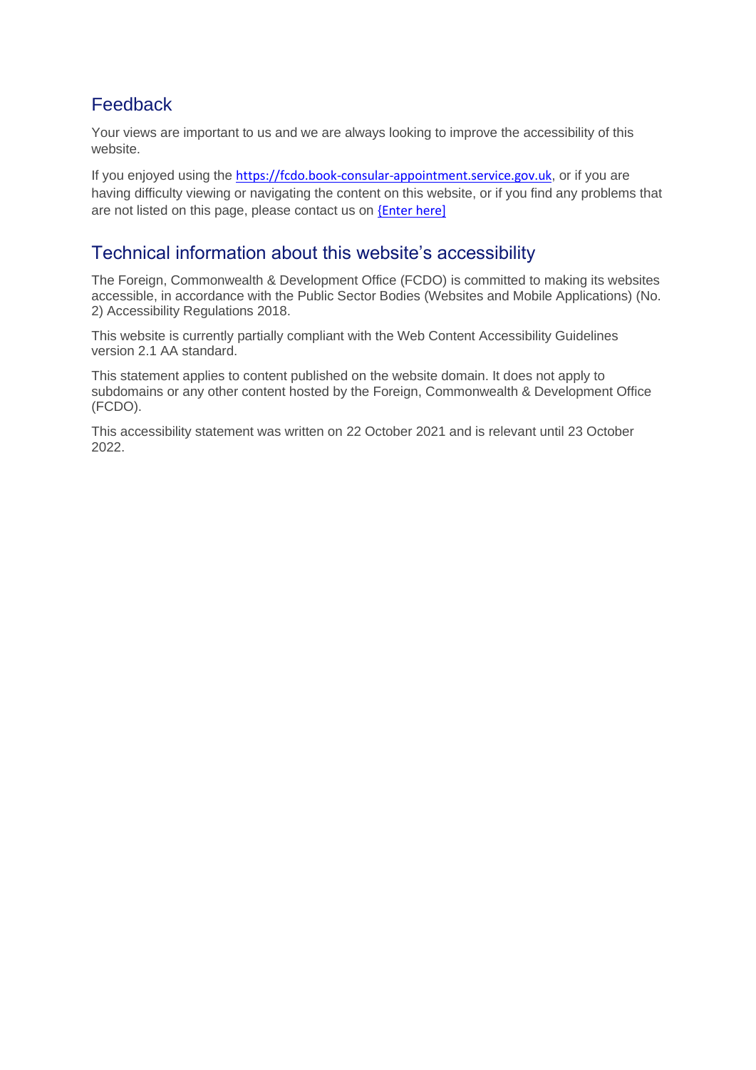## Feedback

Your views are important to us and we are always looking to improve the accessibility of this website.

If you enjoyed using the https://fcdo.book-consular-appointment.service.gov.uk, or if you are having difficulty viewing or navigating the content on this website, or if you find any problems that are not listed on this page, please contact us on {Enter here]

## Technical information about this website's accessibility

The Foreign, Commonwealth & Development Office (FCDO) is committed to making its websites accessible, in accordance with the Public Sector Bodies (Websites and Mobile Applications) (No. 2) Accessibility Regulations 2018.

This website is currently partially compliant with the Web Content Accessibility Guidelines version 2.1 AA standard.

This statement applies to content published on the website domain. It does not apply to subdomains or any other content hosted by the Foreign, Commonwealth & Development Office (FCDO).

This accessibility statement was written on 22 October 2021 and is relevant until 23 October 2022.